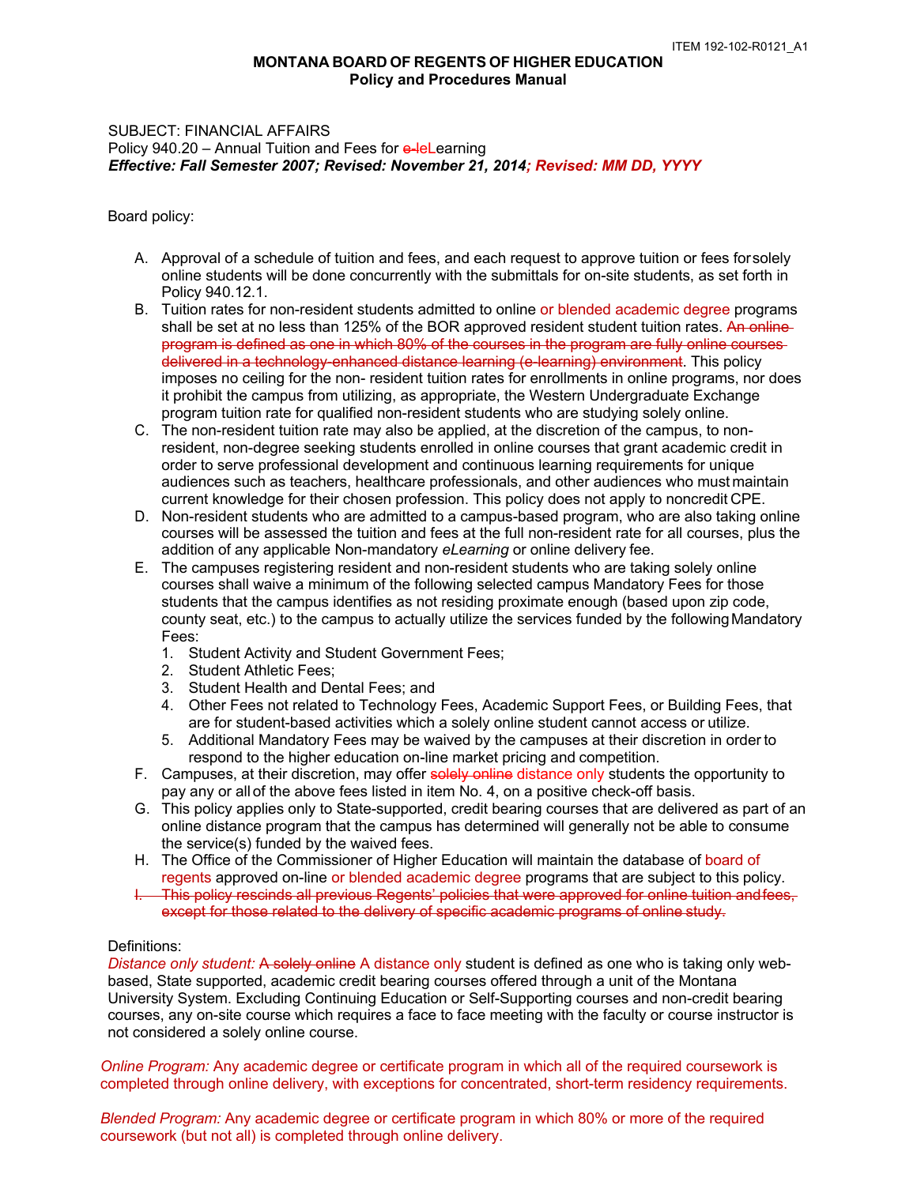ITEM 192-102-R0121_A1

# MONTANA BOARD OF REGENTS OF HIGHER EDUCATION
## Policy and Procedures Manual

SUBJECT: FINANCIAL AFFAIRS
Policy 940.20 – Annual Tuition and Fees for ~~e-~~eLearning
***Effective: Fall Semester 2007; Revised: November 21, 2014; Revised: MM DD, YYYY***

Board policy:

A. Approval of a schedule of tuition and fees, and each request to approve tuition or fees for solely online students will be done concurrently with the submittals for on-site students, as set forth in Policy 940.12.1.
B. Tuition rates for non-resident students admitted to online or blended academic degree programs shall be set at no less than 125% of the BOR approved resident student tuition rates. ~~An online program is defined as one in which 80% of the courses in the program are fully online courses delivered in a technology-enhanced distance learning (e-learning) environment~~. This policy imposes no ceiling for the non- resident tuition rates for enrollments in online programs, nor does it prohibit the campus from utilizing, as appropriate, the Western Undergraduate Exchange program tuition rate for qualified non-resident students who are studying solely online.
C. The non-resident tuition rate may also be applied, at the discretion of the campus, to non-resident, non-degree seeking students enrolled in online courses that grant academic credit in order to serve professional development and continuous learning requirements for unique audiences such as teachers, healthcare professionals, and other audiences who must maintain current knowledge for their chosen profession. This policy does not apply to noncredit CPE.
D. Non-resident students who are admitted to a campus-based program, who are also taking online courses will be assessed the tuition and fees at the full non-resident rate for all courses, plus the addition of any applicable Non-mandatory *eLearning* or online delivery fee.
E. The campuses registering resident and non-resident students who are taking solely online courses shall waive a minimum of the following selected campus Mandatory Fees for those students that the campus identifies as not residing proximate enough (based upon zip code, county seat, etc.) to the campus to actually utilize the services funded by the following Mandatory Fees:
   1. Student Activity and Student Government Fees;
   2. Student Athletic Fees;
   3. Student Health and Dental Fees; and
   4. Other Fees not related to Technology Fees, Academic Support Fees, or Building Fees, that are for student-based activities which a solely online student cannot access or utilize.
   5. Additional Mandatory Fees may be waived by the campuses at their discretion in order to respond to the higher education on-line market pricing and competition.
F. Campuses, at their discretion, may offer ~~solely online~~ distance only students the opportunity to pay any or all of the above fees listed in item No. 4, on a positive check-off basis.
G. This policy applies only to State-supported, credit bearing courses that are delivered as part of an online distance program that the campus has determined will generally not be able to consume the service(s) funded by the waived fees.
H. The Office of the Commissioner of Higher Education will maintain the database of board of regents approved on-line or blended academic degree programs that are subject to this policy.
~~I. This policy rescinds all previous Regents' policies that were approved for online tuition and fees, except for those related to the delivery of specific academic programs of online study.~~

Definitions:
*Distance only student:* ~~A solely online~~ A distance only student is defined as one who is taking only web-based, State supported, academic credit bearing courses offered through a unit of the Montana University System. Excluding Continuing Education or Self-Supporting courses and non-credit bearing courses, any on-site course which requires a face to face meeting with the faculty or course instructor is not considered a solely online course.

*Online Program:* Any academic degree or certificate program in which all of the required coursework is completed through online delivery, with exceptions for concentrated, short-term residency requirements.

*Blended Program:* Any academic degree or certificate program in which 80% or more of the required coursework (but not all) is completed through online delivery.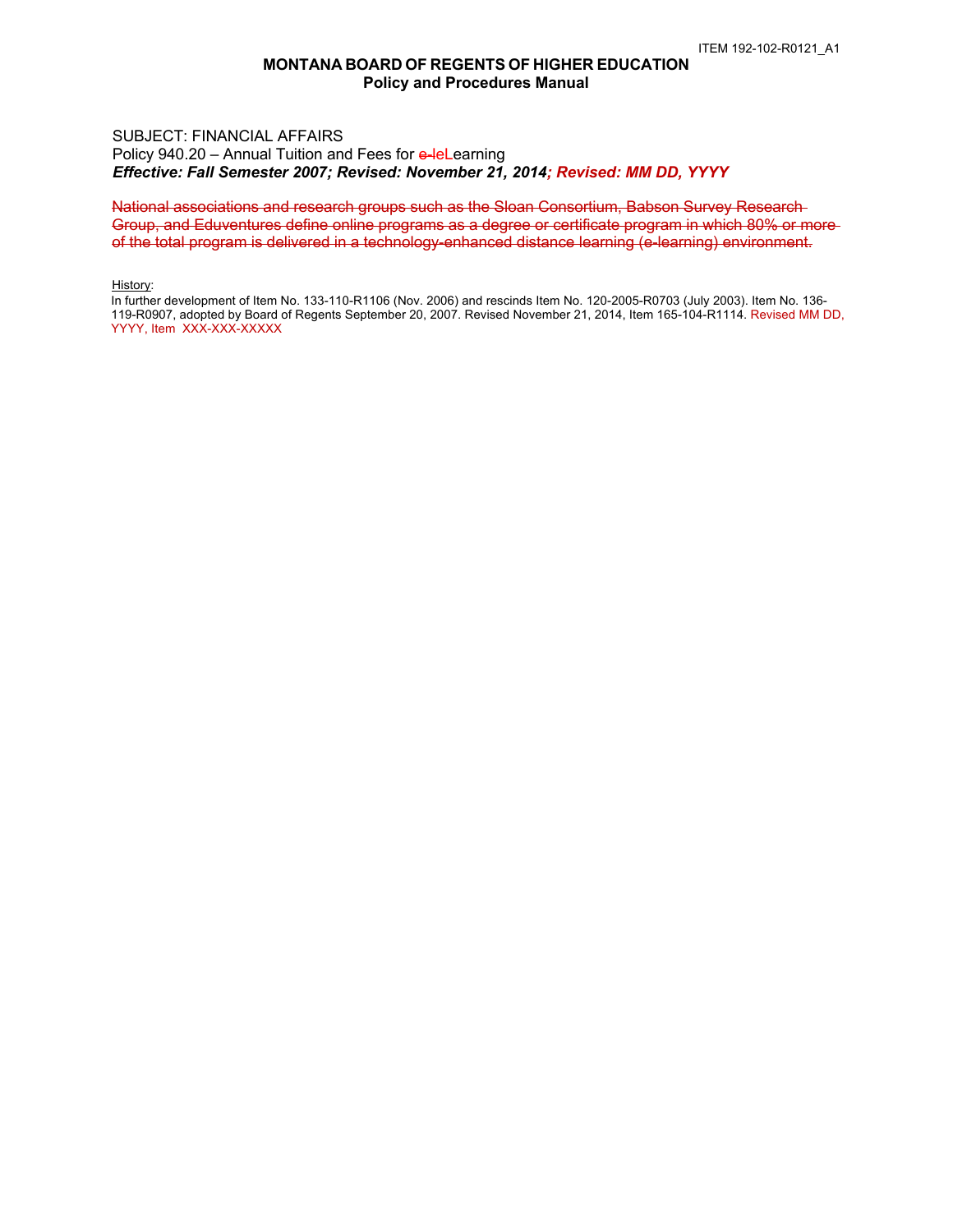ITEM 192-102-R0121_A1

**MONTANA BOARD OF REGENTS OF HIGHER EDUCATION**
**Policy and Procedures Manual**

SUBJECT: FINANCIAL AFFAIRS
Policy 940.20 – Annual Tuition and Fees for ~~e-~~leLearning
***Effective: Fall Semester 2007; Revised: November 21, 2014; Revised: MM DD, YYYY***

~~National associations and research groups such as the Sloan Consortium, Babson Survey Research Group, and Eduventures define online programs as a degree or certificate program in which 80% or more of the total program is delivered in a technology-enhanced distance learning (e-learning) environment.~~

History:
In further development of Item No. 133-110-R1106 (Nov. 2006) and rescinds Item No. 120-2005-R0703 (July 2003). Item No. 136-119-R0907, adopted by Board of Regents September 20, 2007. Revised November 21, 2014, Item 165-104-R1114. Revised MM DD, YYYY, Item XXX-XXX-XXXXX